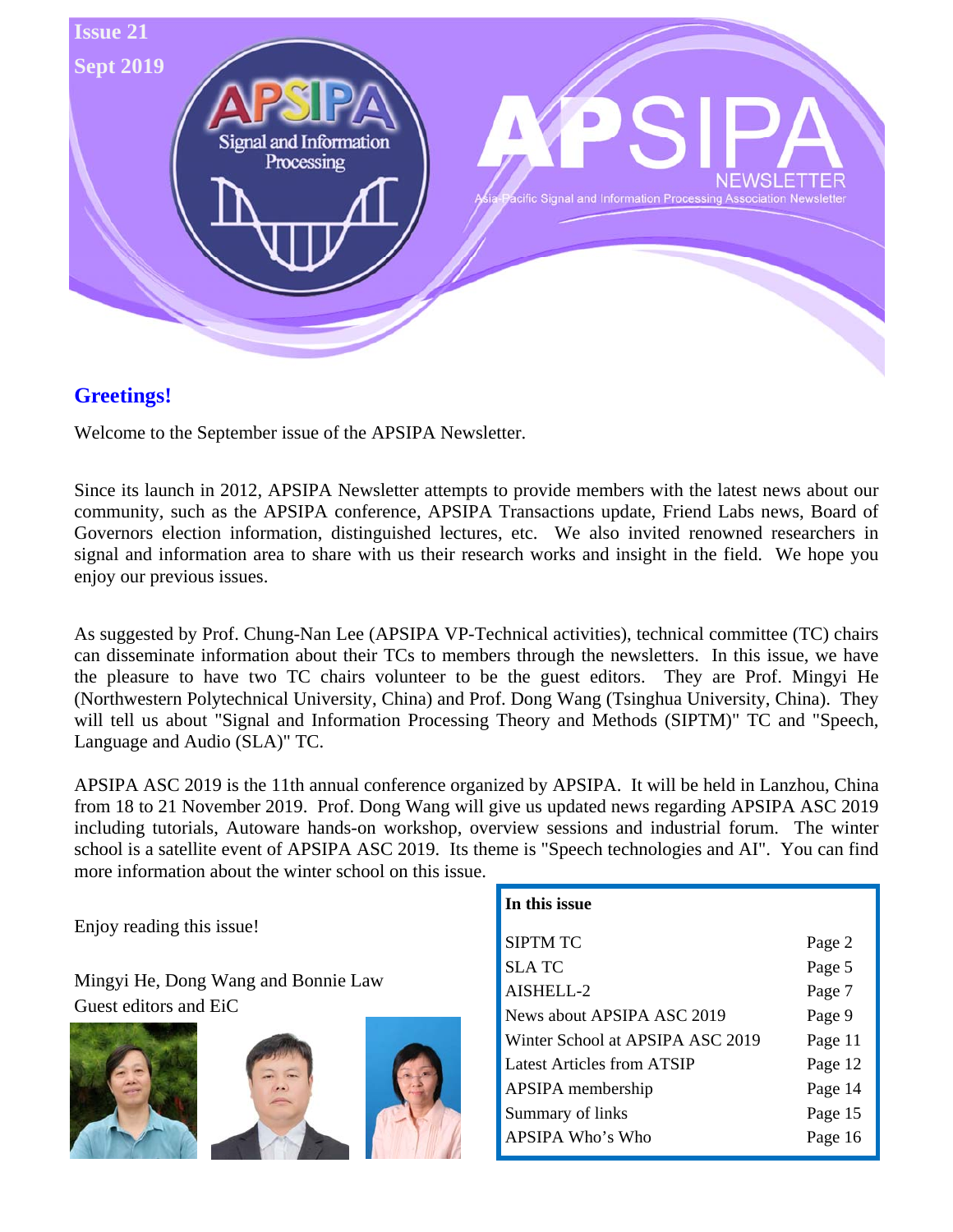Issue 21

Sept 2019

# APSIPA NEWSLETTER

Asia-Pacific Signal and Information Processing Association Newsletter

## Greetings!

Welcome to the September issue of the APSIPA Newsletter.

Since its launch in 2012, APSIPA Newsletter attempts to provide members with the latest news about our community, such as the APSIPA conference, APSIPA Transactions update, Friend Labs news, Board of Governors election information, distinguished lectures, etc. We also invited renowned researchers in signal and information area to share with us their research works and insight in the field. We hope you enjoy our previous issues.

As suggested by Prof. Chung-Nan Lee (APSIPA VP-Technical activities), technical committee (TC) chairs can disseminate information about their TCs to members through the newsletters. In this issue, we have the pleasure to have two TC chairs volunteer to be the guest editors. They are Prof. Mingyi He (Northwestern Polytechnical University, China) and Prof. Dong Wang (Tsinghua University, China). They will tell us about "Signal and Information Processing Theory and Methods (SIPTM)" TC and "Speech, Language and Audio (SLA)" TC.

APSIPA ASC 2019 is the 11th annual conference organized by APSIPA. It will be held in Lanzhou, China from 18 to 21 November 2019. Prof. Dong Wang will give us updated news regarding APSIPA ASC 2019 including tutorials, Autoware hands-on workshop, overview sessions and industrial forum. The winter school is a satellite event of APSIPA ASC 2019. Its theme is "Speech technologies and AI". You can find more information about the winter school on this issue.

Enjoy reading this issue!

Mingyi He, Dong Wang and Bonnie Law
Guest editors and EiC

| In this issue | |
|---|---|
| SIPTM TC | Page 2 |
| SLA TC | Page 5 |
| AISHELL-2 | Page 7 |
| News about APSIPA ASC 2019 | Page 9 |
| Winter School at APSIPA ASC 2019 | Page 11 |
| Latest Articles from ATSIP | Page 12 |
| APSIPA membership | Page 14 |
| Summary of links | Page 15 |
| APSIPA Who's Who | Page 16 |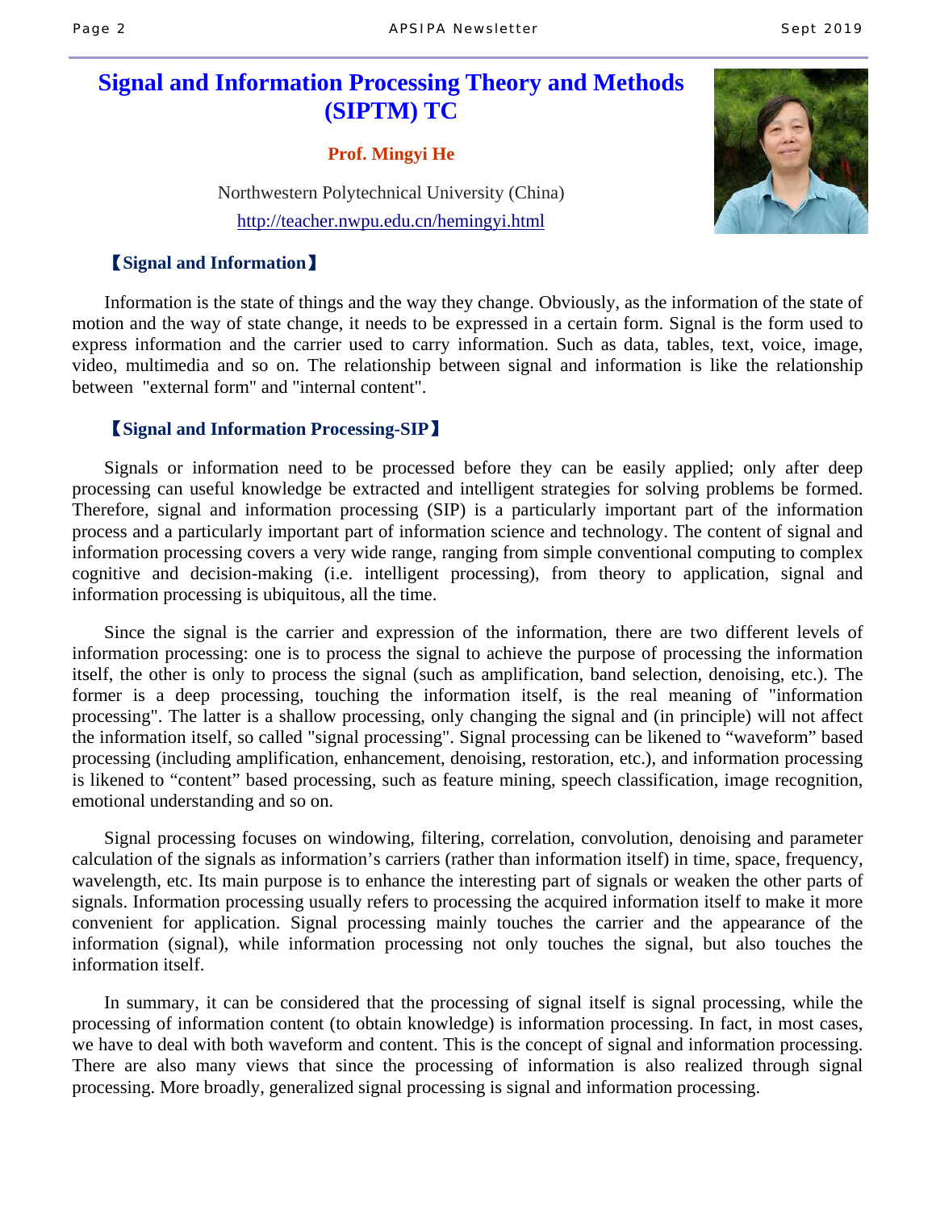# Signal and Information Processing Theory and Methods (SIPTM) TC

**Prof. Mingyi He**

Northwestern Polytechnical University (China)

http://teacher.nwpu.edu.cn/hemingyi.html

## 【Signal and Information】

Information is the state of things and the way they change. Obviously, as the information of the state of motion and the way of state change, it needs to be expressed in a certain form. Signal is the form used to express information and the carrier used to carry information. Such as data, tables, text, voice, image, video, multimedia and so on. The relationship between signal and information is like the relationship between "external form" and "internal content".

## 【Signal and Information Processing-SIP】

Signals or information need to be processed before they can be easily applied; only after deep processing can useful knowledge be extracted and intelligent strategies for solving problems be formed. Therefore, signal and information processing (SIP) is a particularly important part of the information process and a particularly important part of information science and technology. The content of signal and information processing covers a very wide range, ranging from simple conventional computing to complex cognitive and decision-making (i.e. intelligent processing), from theory to application, signal and information processing is ubiquitous, all the time.

Since the signal is the carrier and expression of the information, there are two different levels of information processing: one is to process the signal to achieve the purpose of processing the information itself, the other is only to process the signal (such as amplification, band selection, denoising, etc.). The former is a deep processing, touching the information itself, is the real meaning of "information processing". The latter is a shallow processing, only changing the signal and (in principle) will not affect the information itself, so called "signal processing". Signal processing can be likened to "waveform" based processing (including amplification, enhancement, denoising, restoration, etc.), and information processing is likened to "content" based processing, such as feature mining, speech classification, image recognition, emotional understanding and so on.

Signal processing focuses on windowing, filtering, correlation, convolution, denoising and parameter calculation of the signals as information's carriers (rather than information itself) in time, space, frequency, wavelength, etc. Its main purpose is to enhance the interesting part of signals or weaken the other parts of signals. Information processing usually refers to processing the acquired information itself to make it more convenient for application. Signal processing mainly touches the carrier and the appearance of the information (signal), while information processing not only touches the signal, but also touches the information itself.

In summary, it can be considered that the processing of signal itself is signal processing, while the processing of information content (to obtain knowledge) is information processing. In fact, in most cases, we have to deal with both waveform and content. This is the concept of signal and information processing. There are also many views that since the processing of information is also realized through signal processing. More broadly, generalized signal processing is signal and information processing.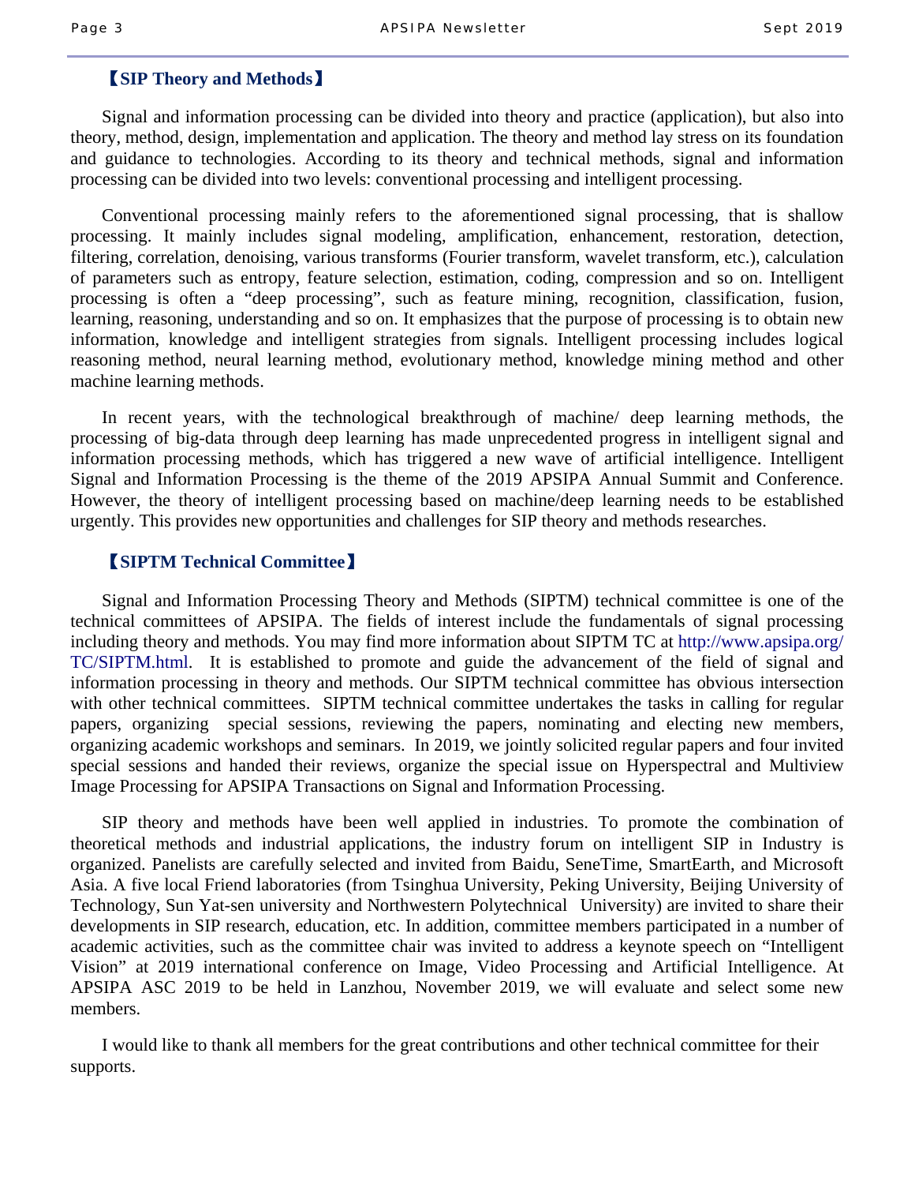## 【SIP Theory and Methods】

Signal and information processing can be divided into theory and practice (application), but also into theory, method, design, implementation and application. The theory and method lay stress on its foundation and guidance to technologies. According to its theory and technical methods, signal and information processing can be divided into two levels: conventional processing and intelligent processing.

Conventional processing mainly refers to the aforementioned signal processing, that is shallow processing. It mainly includes signal modeling, amplification, enhancement, restoration, detection, filtering, correlation, denoising, various transforms (Fourier transform, wavelet transform, etc.), calculation of parameters such as entropy, feature selection, estimation, coding, compression and so on. Intelligent processing is often a "deep processing", such as feature mining, recognition, classification, fusion, learning, reasoning, understanding and so on. It emphasizes that the purpose of processing is to obtain new information, knowledge and intelligent strategies from signals. Intelligent processing includes logical reasoning method, neural learning method, evolutionary method, knowledge mining method and other machine learning methods.

In recent years, with the technological breakthrough of machine/ deep learning methods, the processing of big-data through deep learning has made unprecedented progress in intelligent signal and information processing methods, which has triggered a new wave of artificial intelligence. Intelligent Signal and Information Processing is the theme of the 2019 APSIPA Annual Summit and Conference. However, the theory of intelligent processing based on machine/deep learning needs to be established urgently. This provides new opportunities and challenges for SIP theory and methods researches.

## 【SIPTM Technical Committee】

Signal and Information Processing Theory and Methods (SIPTM) technical committee is one of the technical committees of APSIPA. The fields of interest include the fundamentals of signal processing including theory and methods. You may find more information about SIPTM TC at http://www.apsipa.org/TC/SIPTM.html. It is established to promote and guide the advancement of the field of signal and information processing in theory and methods. Our SIPTM technical committee has obvious intersection with other technical committees. SIPTM technical committee undertakes the tasks in calling for regular papers, organizing special sessions, reviewing the papers, nominating and electing new members, organizing academic workshops and seminars. In 2019, we jointly solicited regular papers and four invited special sessions and handed their reviews, organize the special issue on Hyperspectral and Multiview Image Processing for APSIPA Transactions on Signal and Information Processing.

SIP theory and methods have been well applied in industries. To promote the combination of theoretical methods and industrial applications, the industry forum on intelligent SIP in Industry is organized. Panelists are carefully selected and invited from Baidu, SeneTime, SmartEarth, and Microsoft Asia. A five local Friend laboratories (from Tsinghua University, Peking University, Beijing University of Technology, Sun Yat-sen university and Northwestern Polytechnical University) are invited to share their developments in SIP research, education, etc. In addition, committee members participated in a number of academic activities, such as the committee chair was invited to address a keynote speech on "Intelligent Vision" at 2019 international conference on Image, Video Processing and Artificial Intelligence. At APSIPA ASC 2019 to be held in Lanzhou, November 2019, we will evaluate and select some new members.

I would like to thank all members for the great contributions and other technical committee for their supports.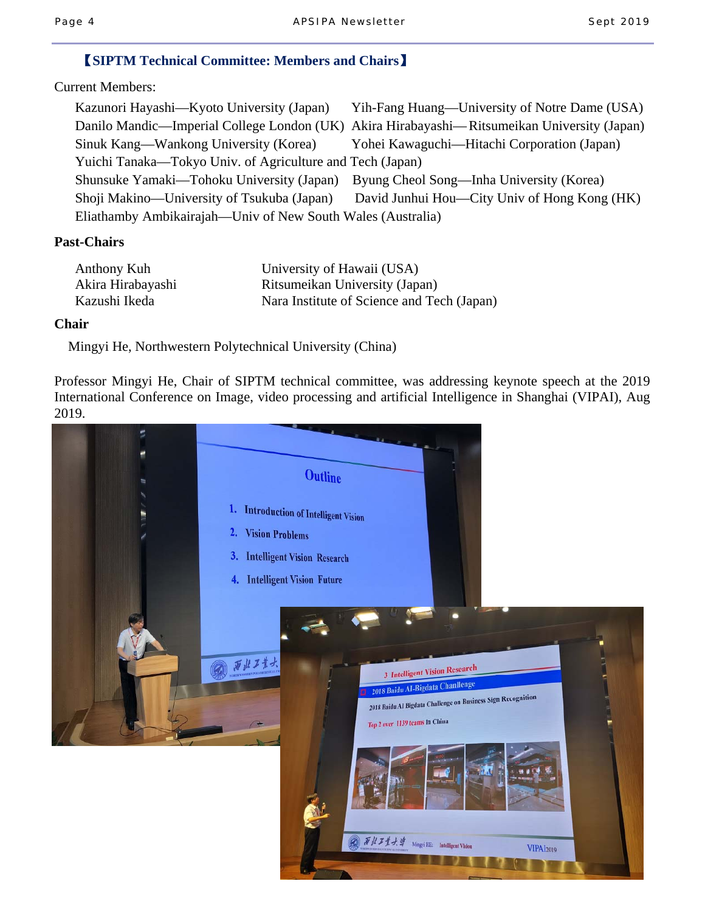## 【SIPTM Technical Committee: Members and Chairs】

Current Members:

Kazunori Hayashi—Kyoto University (Japan)
Yih-Fang Huang—University of Notre Dame (USA)
Danilo Mandic—Imperial College London (UK)
Akira Hirabayashi—Ritsumeikan University (Japan)
Sinuk Kang—Wankong University (Korea)
Yohei Kawaguchi—Hitachi Corporation (Japan)
Yuichi Tanaka—Tokyo Univ. of Agriculture and Tech (Japan)
Shunsuke Yamaki—Tohoku University (Japan)
Byung Cheol Song—Inha University (Korea)
Shoji Makino—University of Tsukuba (Japan)
David Junhui Hou—City Univ of Hong Kong (HK)
Eliathamby Ambikairajah—Univ of New South Wales (Australia)

**Past-Chairs**

| | |
|---|---|
| Anthony Kuh | University of Hawaii (USA) |
| Akira Hirabayashi | Ritsumeikan University (Japan) |
| Kazushi Ikeda | Nara Institute of Science and Tech (Japan) |

**Chair**

Mingyi He, Northwestern Polytechnical University (China)

Professor Mingyi He, Chair of SIPTM technical committee, was addressing keynote speech at the 2019 International Conference on Image, video processing and artificial Intelligence in Shanghai (VIPAI), Aug 2019.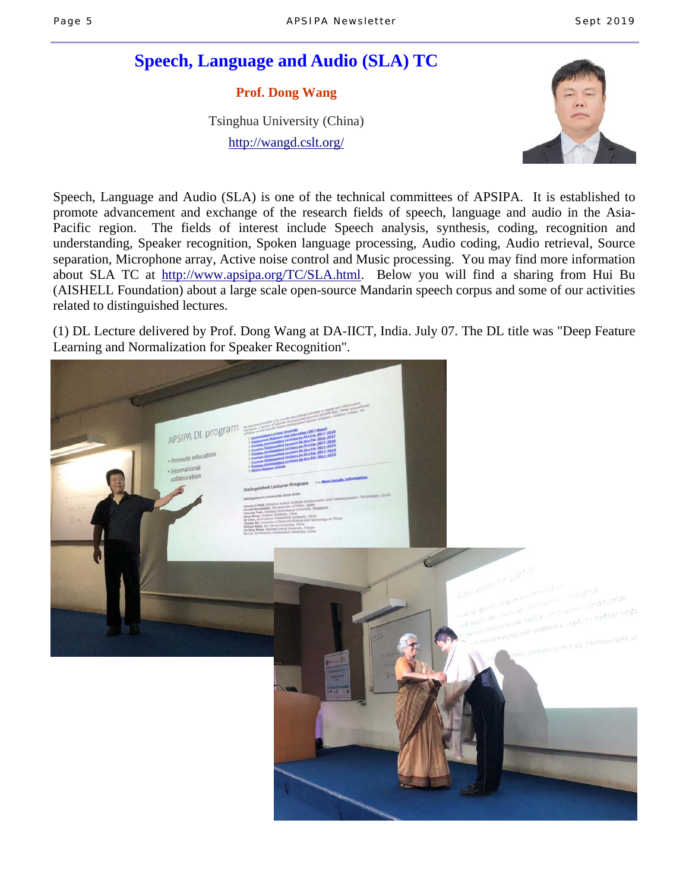# Speech, Language and Audio (SLA) TC

**Prof. Dong Wang**

Tsinghua University (China)

http://wangd.cslt.org/

Speech, Language and Audio (SLA) is one of the technical committees of APSIPA. It is established to promote advancement and exchange of the research fields of speech, language and audio in the Asia-Pacific region. The fields of interest include Speech analysis, synthesis, coding, recognition and understanding, Speaker recognition, Spoken language processing, Audio coding, Audio retrieval, Source separation, Microphone array, Active noise control and Music processing. You may find more information about SLA TC at http://www.apsipa.org/TC/SLA.html. Below you will find a sharing from Hui Bu (AISHELL Foundation) about a large scale open-source Mandarin speech corpus and some of our activities related to distinguished lectures.

(1) DL Lecture delivered by Prof. Dong Wang at DA-IICT, India. July 07. The DL title was "Deep Feature Learning and Normalization for Speaker Recognition".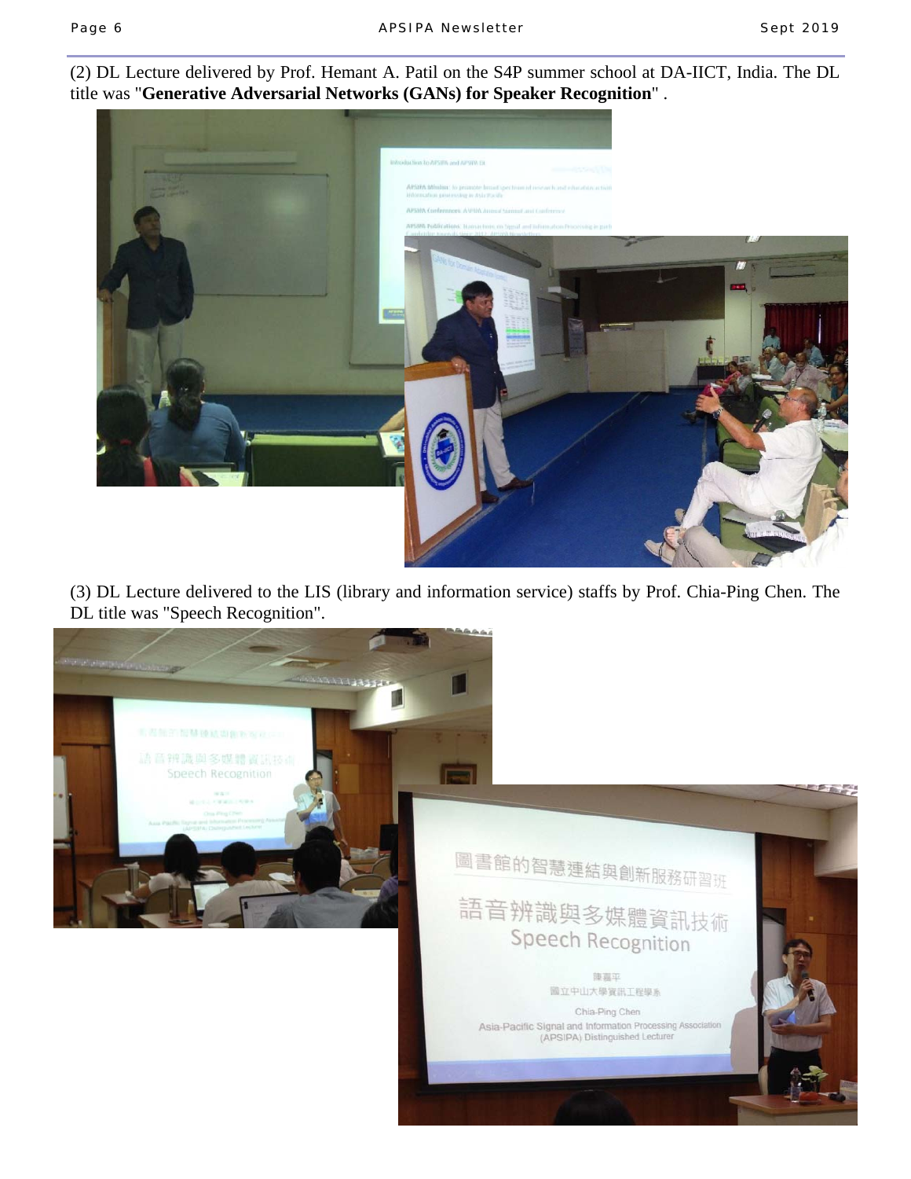(2) DL Lecture delivered by Prof. Hemant A. Patil on the S4P summer school at DA-IICT, India. The DL title was "**Generative Adversarial Networks (GANs) for Speaker Recognition**" .

(3) DL Lecture delivered to the LIS (library and information service) staffs by Prof. Chia-Ping Chen. The DL title was "Speech Recognition".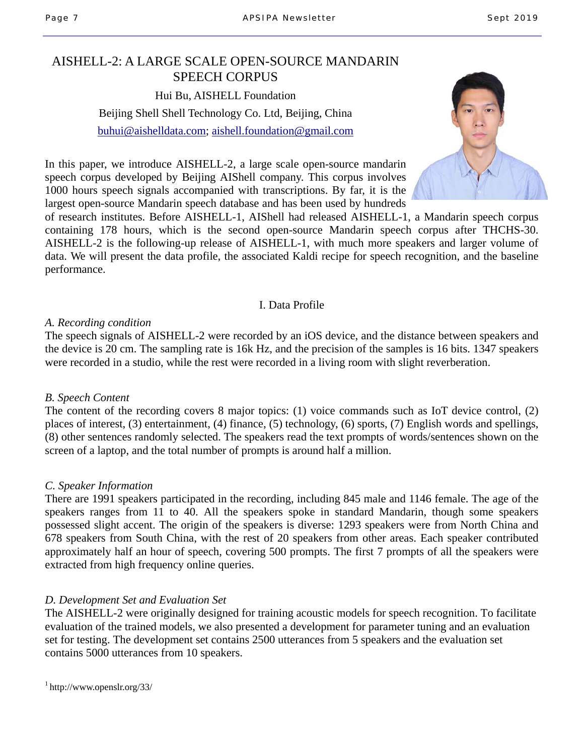# AISHELL-2: A LARGE SCALE OPEN-SOURCE MANDARIN SPEECH CORPUS

Hui Bu, AISHELL Foundation

Beijing Shell Shell Technology Co. Ltd, Beijing, China

buhui@aishelldata.com; aishell.foundation@gmail.com

In this paper, we introduce AISHELL-2, a large scale open-source mandarin speech corpus developed by Beijing AIShell company. This corpus involves 1000 hours speech signals accompanied with transcriptions. By far, it is the largest open-source Mandarin speech database and has been used by hundreds of research institutes. Before AISHELL-1, AIShell had released AISHELL-1, a Mandarin speech corpus containing 178 hours, which is the second open-source Mandarin speech corpus after THCHS-30. AISHELL-2 is the following-up release of AISHELL-1, with much more speakers and larger volume of data. We will present the data profile, the associated Kaldi recipe for speech recognition, and the baseline performance.

## I. Data Profile

### *A. Recording condition*

The speech signals of AISHELL-2 were recorded by an iOS device, and the distance between speakers and the device is 20 cm. The sampling rate is 16k Hz, and the precision of the samples is 16 bits. 1347 speakers were recorded in a studio, while the rest were recorded in a living room with slight reverberation.

### *B. Speech Content*

The content of the recording covers 8 major topics: (1) voice commands such as IoT device control, (2) places of interest, (3) entertainment, (4) finance, (5) technology, (6) sports, (7) English words and spellings, (8) other sentences randomly selected. The speakers read the text prompts of words/sentences shown on the screen of a laptop, and the total number of prompts is around half a million.

### *C. Speaker Information*

There are 1991 speakers participated in the recording, including 845 male and 1146 female. The age of the speakers ranges from 11 to 40. All the speakers spoke in standard Mandarin, though some speakers possessed slight accent. The origin of the speakers is diverse: 1293 speakers were from North China and 678 speakers from South China, with the rest of 20 speakers from other areas. Each speaker contributed approximately half an hour of speech, covering 500 prompts. The first 7 prompts of all the speakers were extracted from high frequency online queries.

### *D. Development Set and Evaluation Set*

The AISHELL-2 were originally designed for training acoustic models for speech recognition. To facilitate evaluation of the trained models, we also presented a development for parameter tuning and an evaluation set for testing. The development set contains 2500 utterances from 5 speakers and the evaluation set contains 5000 utterances from 10 speakers.

[1] http://www.openslr.org/33/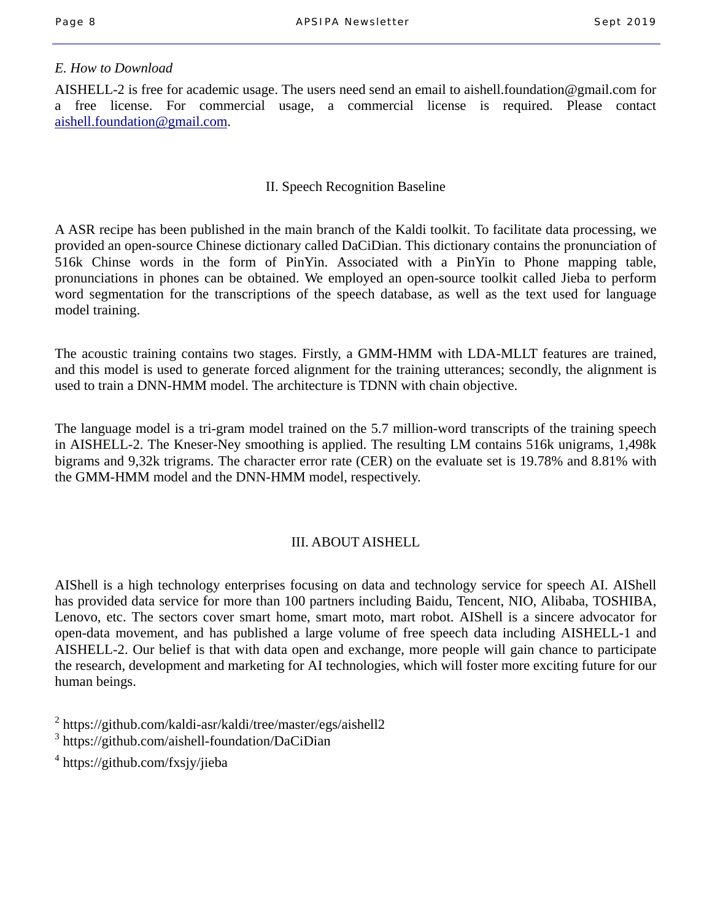*E. How to Download*

AISHELL-2 is free for academic usage. The users need send an email to aishell.foundation@gmail.com for a free license. For commercial usage, a commercial license is required. Please contact aishell.foundation@gmail.com.

## II. Speech Recognition Baseline

A ASR recipe has been published in the main branch of the Kaldi toolkit. To facilitate data processing, we provided an open-source Chinese dictionary called DaCiDian. This dictionary contains the pronunciation of 516k Chinse words in the form of PinYin. Associated with a PinYin to Phone mapping table, pronunciations in phones can be obtained. We employed an open-source toolkit called Jieba to perform word segmentation for the transcriptions of the speech database, as well as the text used for language model training.

The acoustic training contains two stages. Firstly, a GMM-HMM with LDA-MLLT features are trained, and this model is used to generate forced alignment for the training utterances; secondly, the alignment is used to train a DNN-HMM model. The architecture is TDNN with chain objective.

The language model is a tri-gram model trained on the 5.7 million-word transcripts of the training speech in AISHELL-2. The Kneser-Ney smoothing is applied. The resulting LM contains 516k unigrams, 1,498k bigrams and 9,32k trigrams. The character error rate (CER) on the evaluate set is 19.78% and 8.81% with the GMM-HMM model and the DNN-HMM model, respectively.

## III. ABOUT AISHELL

AIShell is a high technology enterprises focusing on data and technology service for speech AI. AIShell has provided data service for more than 100 partners including Baidu, Tencent, NIO, Alibaba, TOSHIBA, Lenovo, etc. The sectors cover smart home, smart moto, mart robot. AIShell is a sincere advocator for open-data movement, and has published a large volume of free speech data including AISHELL-1 and AISHELL-2. Our belief is that with data open and exchange, more people will gain chance to participate the research, development and marketing for AI technologies, which will foster more exciting future for our human beings.

[2] https://github.com/kaldi-asr/kaldi/tree/master/egs/aishell2

[3] https://github.com/aishell-foundation/DaCiDian

[4] https://github.com/fxsjy/jieba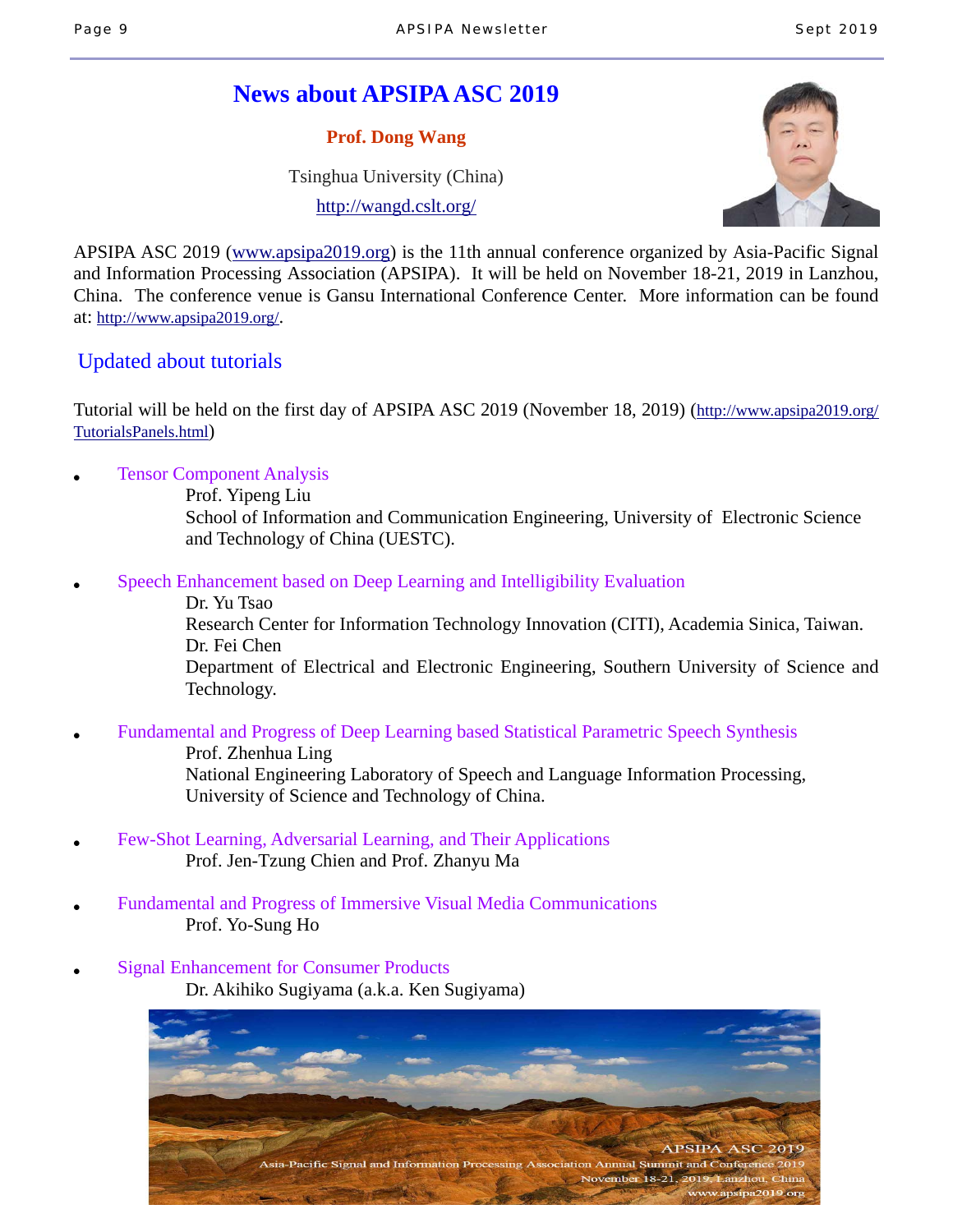# News about APSIPA ASC 2019

**Prof. Dong Wang**

Tsinghua University (China)

http://wangd.cslt.org/

APSIPA ASC 2019 (www.apsipa2019.org) is the 11th annual conference organized by Asia-Pacific Signal and Information Processing Association (APSIPA). It will be held on November 18-21, 2019 in Lanzhou, China. The conference venue is Gansu International Conference Center. More information can be found at: http://www.apsipa2019.org/.

## Updated about tutorials

Tutorial will be held on the first day of APSIPA ASC 2019 (November 18, 2019) (http://www.apsipa2019.org/TutorialsPanels.html)

- Tensor Component Analysis
  Prof. Yipeng Liu
  School of Information and Communication Engineering, University of Electronic Science and Technology of China (UESTC).

- Speech Enhancement based on Deep Learning and Intelligibility Evaluation
  Dr. Yu Tsao
  Research Center for Information Technology Innovation (CITI), Academia Sinica, Taiwan.
  Dr. Fei Chen
  Department of Electrical and Electronic Engineering, Southern University of Science and Technology.

- Fundamental and Progress of Deep Learning based Statistical Parametric Speech Synthesis
  Prof. Zhenhua Ling
  National Engineering Laboratory of Speech and Language Information Processing, University of Science and Technology of China.

- Few-Shot Learning, Adversarial Learning, and Their Applications
  Prof. Jen-Tzung Chien and Prof. Zhanyu Ma

- Fundamental and Progress of Immersive Visual Media Communications
  Prof. Yo-Sung Ho

- Signal Enhancement for Consumer Products
  Dr. Akihiko Sugiyama (a.k.a. Ken Sugiyama)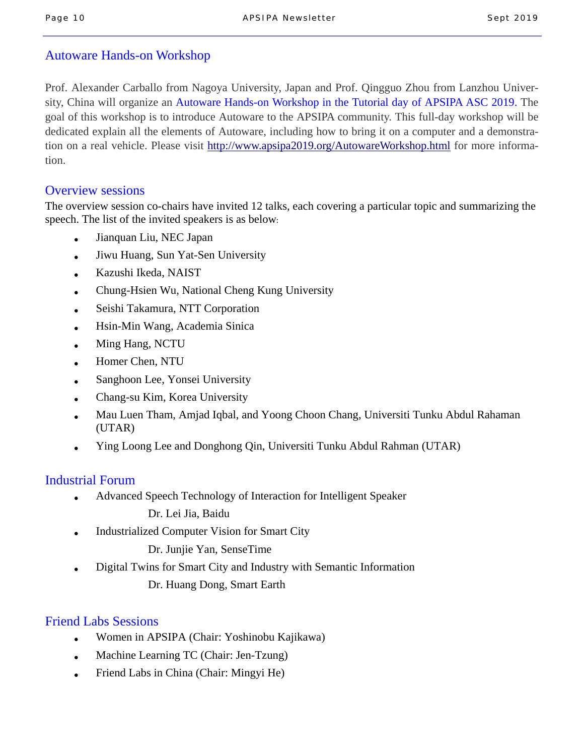## Autoware Hands-on Workshop

Prof. Alexander Carballo from Nagoya University, Japan and Prof. Qingguo Zhou from Lanzhou University, China will organize an Autoware Hands-on Workshop in the Tutorial day of APSIPA ASC 2019. The goal of this workshop is to introduce Autoware to the APSIPA community. This full-day workshop will be dedicated explain all the elements of Autoware, including how to bring it on a computer and a demonstration on a real vehicle. Please visit http://www.apsipa2019.org/AutowareWorkshop.html for more information.

## Overview sessions

The overview session co-chairs have invited 12 talks, each covering a particular topic and summarizing the speech. The list of the invited speakers is as below:

- Jianquan Liu, NEC Japan
- Jiwu Huang, Sun Yat-Sen University
- Kazushi Ikeda, NAIST
- Chung-Hsien Wu, National Cheng Kung University
- Seishi Takamura, NTT Corporation
- Hsin-Min Wang, Academia Sinica
- Ming Hang, NCTU
- Homer Chen, NTU
- Sanghoon Lee, Yonsei University
- Chang-su Kim, Korea University
- Mau Luen Tham, Amjad Iqbal, and Yoong Choon Chang, Universiti Tunku Abdul Rahaman (UTAR)
- Ying Loong Lee and Donghong Qin, Universiti Tunku Abdul Rahman (UTAR)

## Industrial Forum

- Advanced Speech Technology of Interaction for Intelligent Speaker

  Dr. Lei Jia, Baidu
- Industrialized Computer Vision for Smart City

  Dr. Junjie Yan, SenseTime
- Digital Twins for Smart City and Industry with Semantic Information

  Dr. Huang Dong, Smart Earth

## Friend Labs Sessions

- Women in APSIPA (Chair: Yoshinobu Kajikawa)
- Machine Learning TC (Chair: Jen-Tzung)
- Friend Labs in China (Chair: Mingyi He)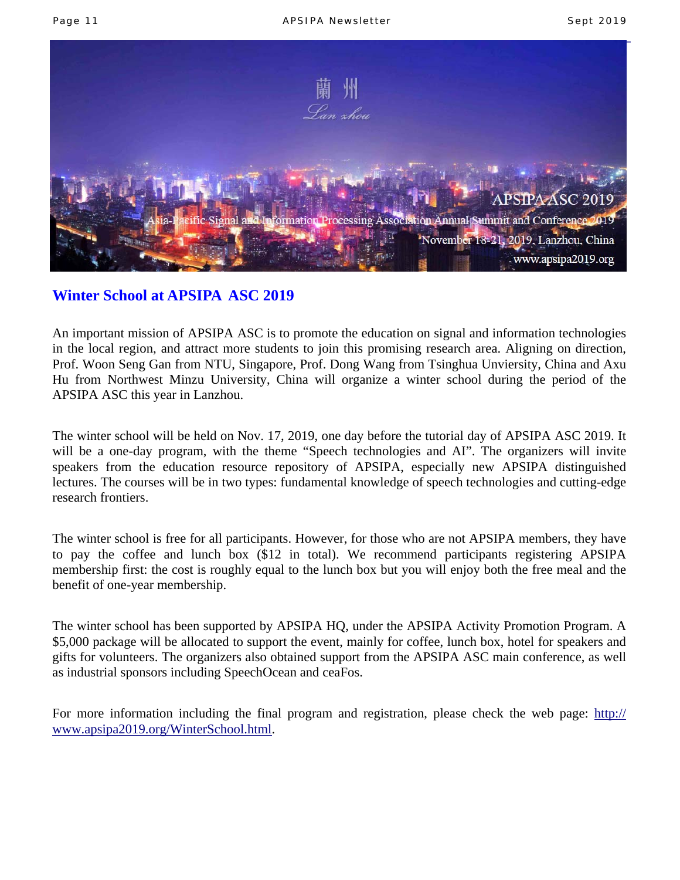## Winter School at APSIPA ASC 2019

An important mission of APSIPA ASC is to promote the education on signal and information technologies in the local region, and attract more students to join this promising research area. Aligning on direction, Prof. Woon Seng Gan from NTU, Singapore, Prof. Dong Wang from Tsinghua Unviersity, China and Axu Hu from Northwest Minzu University, China will organize a winter school during the period of the APSIPA ASC this year in Lanzhou.

The winter school will be held on Nov. 17, 2019, one day before the tutorial day of APSIPA ASC 2019. It will be a one-day program, with the theme "Speech technologies and AI". The organizers will invite speakers from the education resource repository of APSIPA, especially new APSIPA distinguished lectures. The courses will be in two types: fundamental knowledge of speech technologies and cutting-edge research frontiers.

The winter school is free for all participants. However, for those who are not APSIPA members, they have to pay the coffee and lunch box ($12 in total). We recommend participants registering APSIPA membership first: the cost is roughly equal to the lunch box but you will enjoy both the free meal and the benefit of one-year membership.

The winter school has been supported by APSIPA HQ, under the APSIPA Activity Promotion Program. A $5,000 package will be allocated to support the event, mainly for coffee, lunch box, hotel for speakers and gifts for volunteers. The organizers also obtained support from the APSIPA ASC main conference, as well as industrial sponsors including SpeechOcean and ceaFos.

For more information including the final program and registration, please check the web page: [http://www.apsipa2019.org/WinterSchool.html](http://www.apsipa2019.org/WinterSchool.html).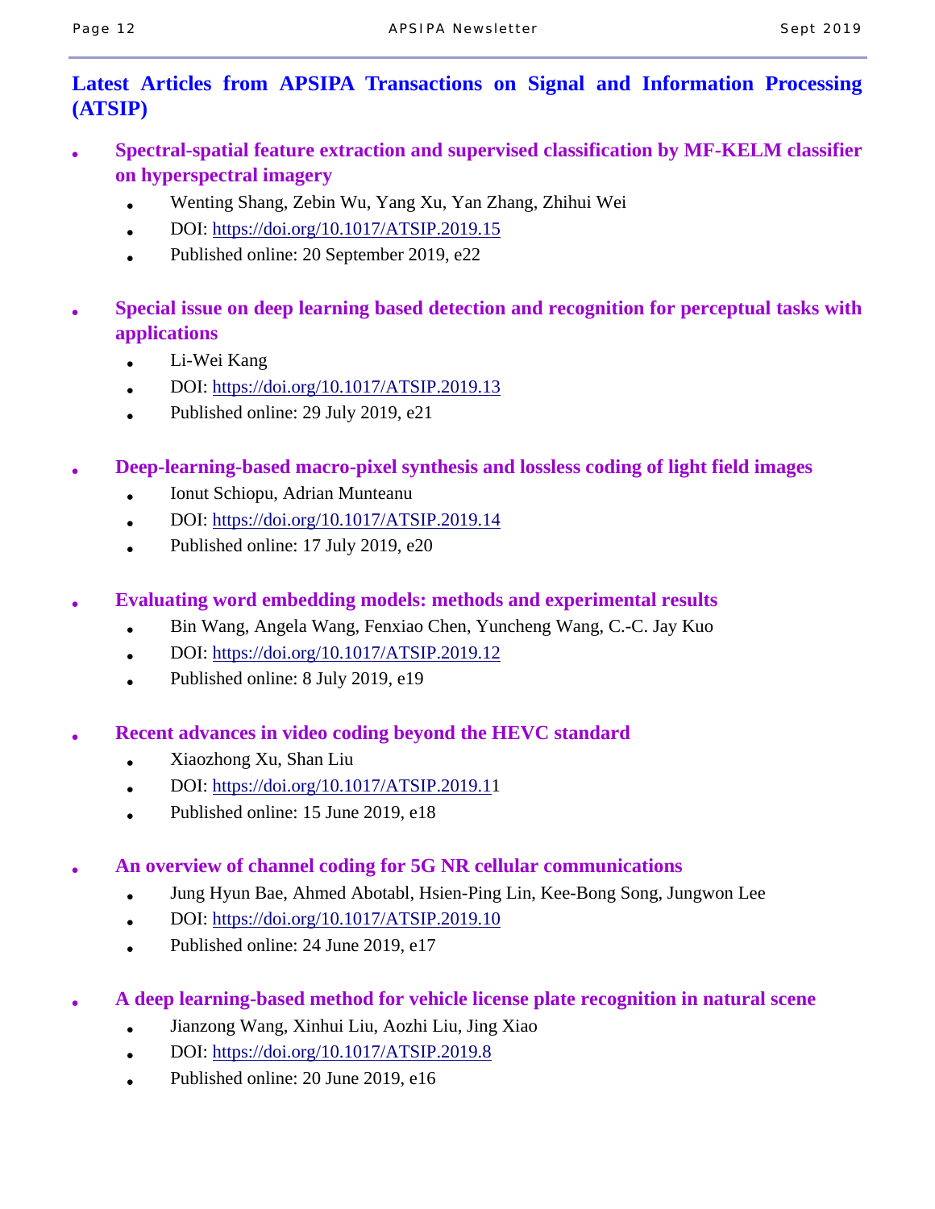## Latest Articles from APSIPA Transactions on Signal and Information Processing (ATSIP)

- **Spectral-spatial feature extraction and supervised classification by MF-KELM classifier on hyperspectral imagery**
    - Wenting Shang, Zebin Wu, Yang Xu, Yan Zhang, Zhihui Wei
    - DOI: https://doi.org/10.1017/ATSIP.2019.15
    - Published online: 20 September 2019, e22

- **Special issue on deep learning based detection and recognition for perceptual tasks with applications**
    - Li-Wei Kang
    - DOI: https://doi.org/10.1017/ATSIP.2019.13
    - Published online: 29 July 2019, e21

- **Deep-learning-based macro-pixel synthesis and lossless coding of light field images**
    - Ionut Schiopu, Adrian Munteanu
    - DOI: https://doi.org/10.1017/ATSIP.2019.14
    - Published online: 17 July 2019, e20

- **Evaluating word embedding models: methods and experimental results**
    - Bin Wang, Angela Wang, Fenxiao Chen, Yuncheng Wang, C.-C. Jay Kuo
    - DOI: https://doi.org/10.1017/ATSIP.2019.12
    - Published online: 8 July 2019, e19

- **Recent advances in video coding beyond the HEVC standard**
    - Xiaozhong Xu, Shan Liu
    - DOI: https://doi.org/10.1017/ATSIP.2019.11
    - Published online: 15 June 2019, e18

- **An overview of channel coding for 5G NR cellular communications**
    - Jung Hyun Bae, Ahmed Abotabl, Hsien-Ping Lin, Kee-Bong Song, Jungwon Lee
    - DOI: https://doi.org/10.1017/ATSIP.2019.10
    - Published online: 24 June 2019, e17

- **A deep learning-based method for vehicle license plate recognition in natural scene**
    - Jianzong Wang, Xinhui Liu, Aozhi Liu, Jing Xiao
    - DOI: https://doi.org/10.1017/ATSIP.2019.8
    - Published online: 20 June 2019, e16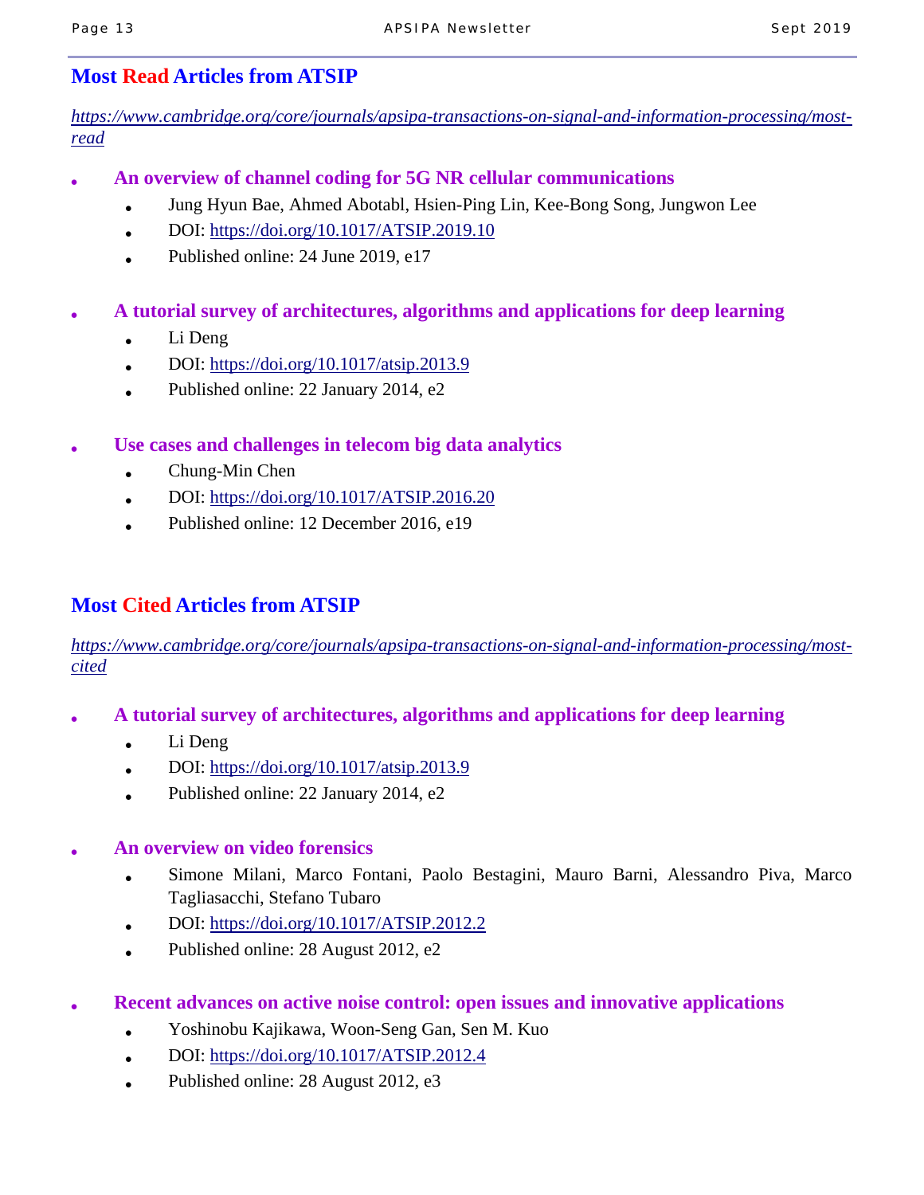## Most Read Articles from ATSIP

*https://www.cambridge.org/core/journals/apsipa-transactions-on-signal-and-information-processing/most-read*

- **An overview of channel coding for 5G NR cellular communications**
    - Jung Hyun Bae, Ahmed Abotabl, Hsien-Ping Lin, Kee-Bong Song, Jungwon Lee
    - DOI: https://doi.org/10.1017/ATSIP.2019.10
    - Published online: 24 June 2019, e17

- **A tutorial survey of architectures, algorithms and applications for deep learning**
    - Li Deng
    - DOI: https://doi.org/10.1017/atsip.2013.9
    - Published online: 22 January 2014, e2

- **Use cases and challenges in telecom big data analytics**
    - Chung-Min Chen
    - DOI: https://doi.org/10.1017/ATSIP.2016.20
    - Published online: 12 December 2016, e19

## Most Cited Articles from ATSIP

*https://www.cambridge.org/core/journals/apsipa-transactions-on-signal-and-information-processing/most-cited*

- **A tutorial survey of architectures, algorithms and applications for deep learning**
    - Li Deng
    - DOI: https://doi.org/10.1017/atsip.2013.9
    - Published online: 22 January 2014, e2

- **An overview on video forensics**
    - Simone Milani, Marco Fontani, Paolo Bestagini, Mauro Barni, Alessandro Piva, Marco Tagliasacchi, Stefano Tubaro
    - DOI: https://doi.org/10.1017/ATSIP.2012.2
    - Published online: 28 August 2012, e2

- **Recent advances on active noise control: open issues and innovative applications**
    - Yoshinobu Kajikawa, Woon-Seng Gan, Sen M. Kuo
    - DOI: https://doi.org/10.1017/ATSIP.2012.4
    - Published online: 28 August 2012, e3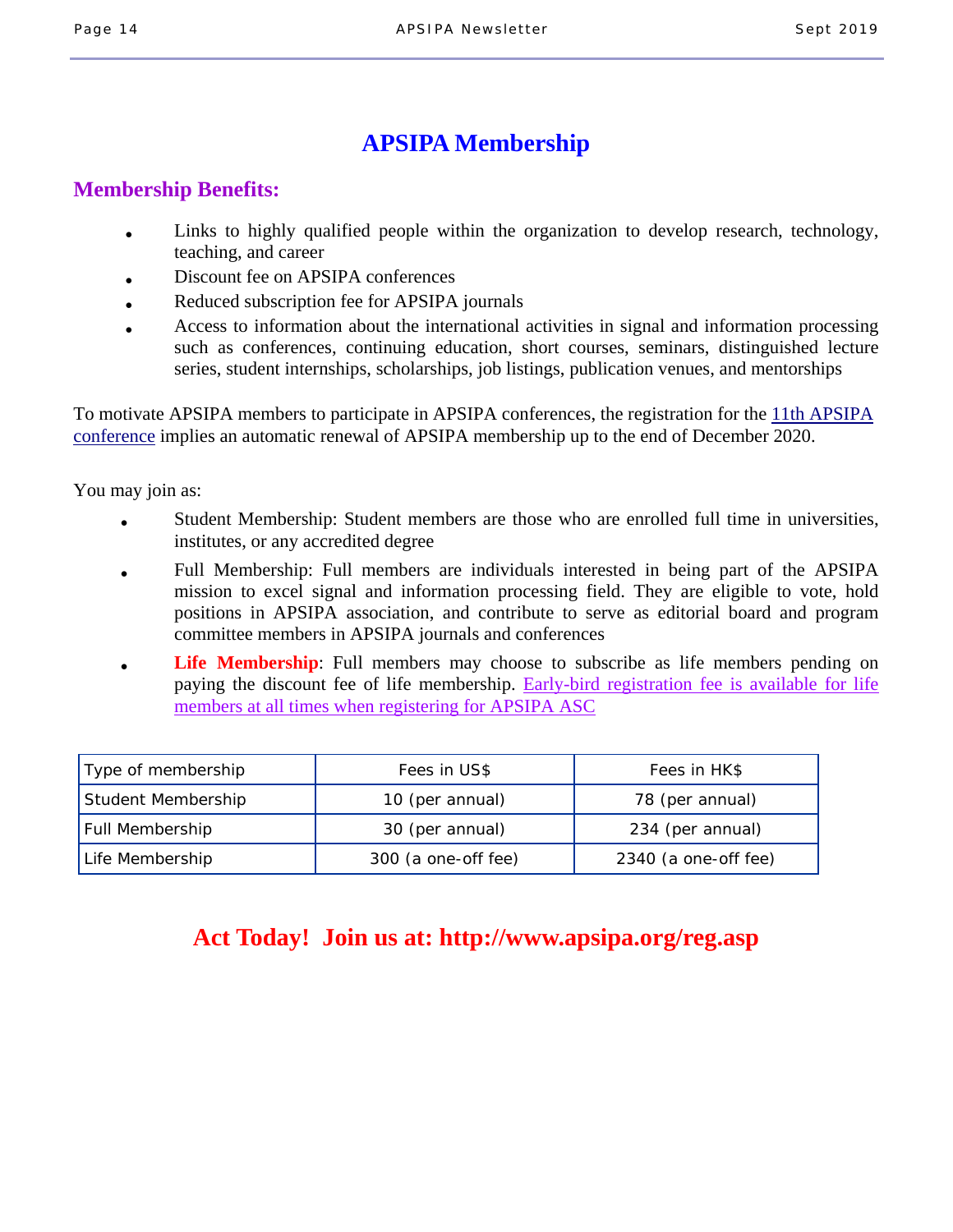# APSIPA Membership

## Membership Benefits:

- Links to highly qualified people within the organization to develop research, technology, teaching, and career
- Discount fee on APSIPA conferences
- Reduced subscription fee for APSIPA journals
- Access to information about the international activities in signal and information processing such as conferences, continuing education, short courses, seminars, distinguished lecture series, student internships, scholarships, job listings, publication venues, and mentorships

To motivate APSIPA members to participate in APSIPA conferences, the registration for the 11th APSIPA conference implies an automatic renewal of APSIPA membership up to the end of December 2020.

You may join as:

- Student Membership: Student members are those who are enrolled full time in universities, institutes, or any accredited degree
- Full Membership: Full members are individuals interested in being part of the APSIPA mission to excel signal and information processing field. They are eligible to vote, hold positions in APSIPA association, and contribute to serve as editorial board and program committee members in APSIPA journals and conferences
- **Life Membership**: Full members may choose to subscribe as life members pending on paying the discount fee of life membership. Early-bird registration fee is available for life members at all times when registering for APSIPA ASC

| Type of membership | Fees in US$ | Fees in HK$ |
|---|---|---|
| Student Membership | 10 (per annual) | 78 (per annual) |
| Full Membership | 30 (per annual) | 234 (per annual) |
| Life Membership | 300 (a one-off fee) | 2340 (a one-off fee) |

**Act Today! Join us at: http://www.apsipa.org/reg.asp**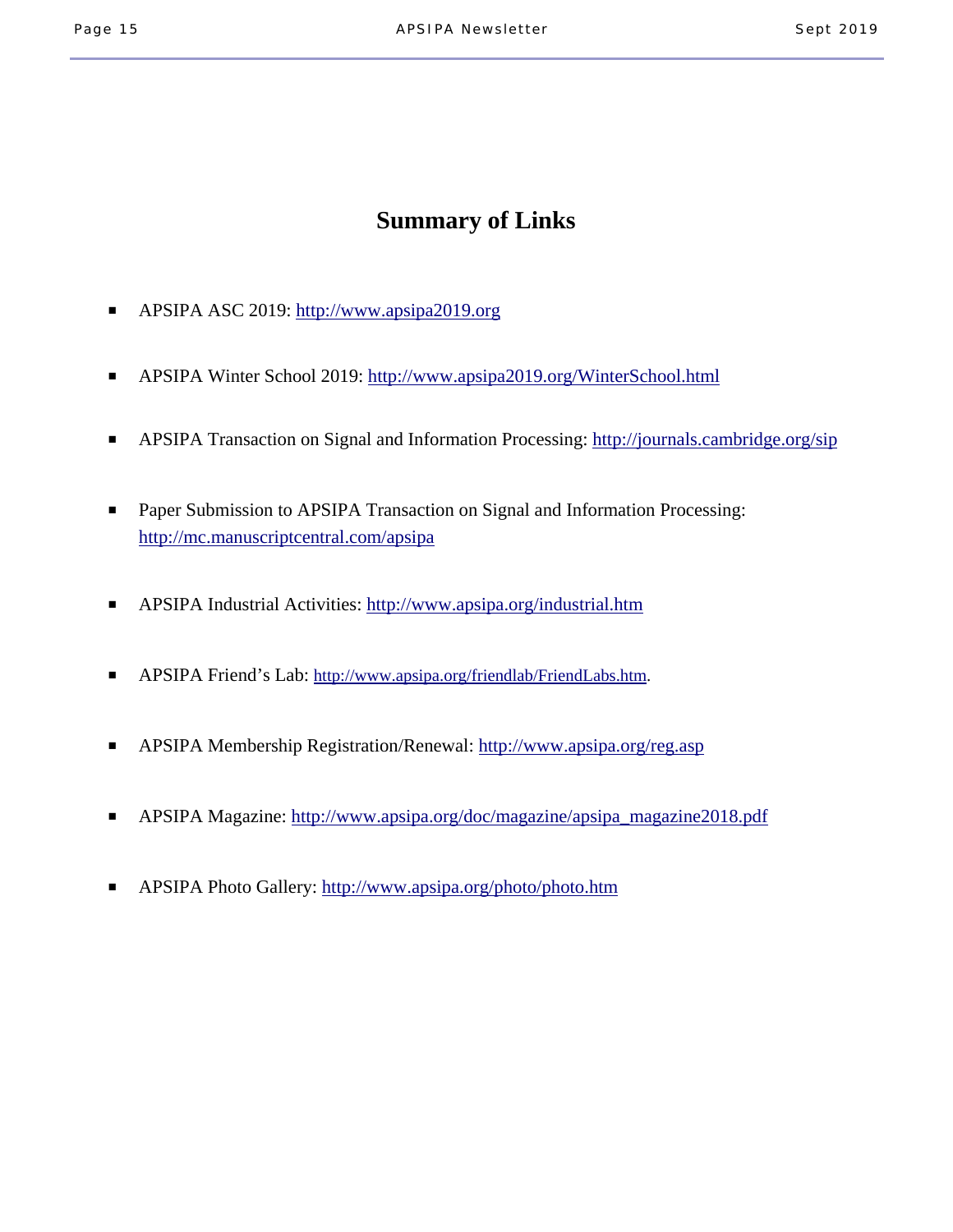# Summary of Links

- APSIPA ASC 2019: http://www.apsipa2019.org
- APSIPA Winter School 2019: http://www.apsipa2019.org/WinterSchool.html
- APSIPA Transaction on Signal and Information Processing: http://journals.cambridge.org/sip
- Paper Submission to APSIPA Transaction on Signal and Information Processing: http://mc.manuscriptcentral.com/apsipa
- APSIPA Industrial Activities: http://www.apsipa.org/industrial.htm
- APSIPA Friend's Lab: http://www.apsipa.org/friendlab/FriendLabs.htm.
- APSIPA Membership Registration/Renewal: http://www.apsipa.org/reg.asp
- APSIPA Magazine: http://www.apsipa.org/doc/magazine/apsipa_magazine2018.pdf
- APSIPA Photo Gallery: http://www.apsipa.org/photo/photo.htm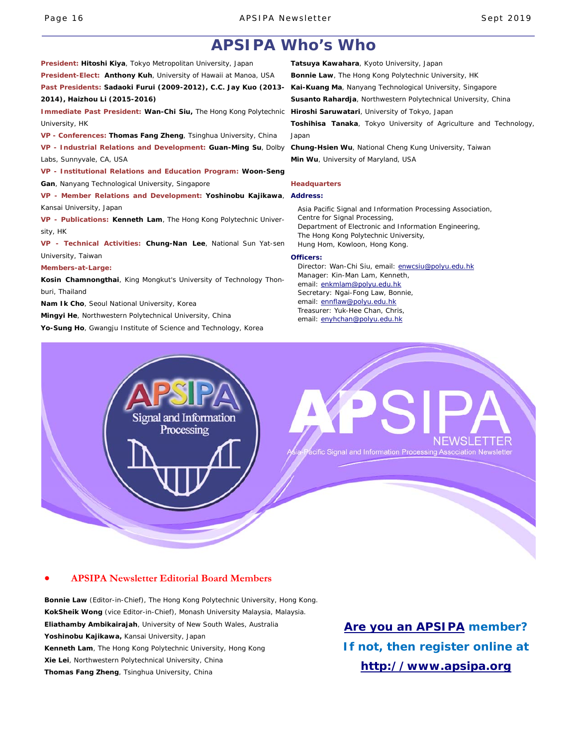# APSIPA Who's Who

**President:** **Hitoshi Kiya**, Tokyo Metropolitan University, Japan

**President-Elect:** **Anthony Kuh**, University of Hawaii at Manoa, USA

**Past Presidents:** **Sadaoki Furui (2009-2012), C.C. Jay Kuo (2013-2014), Haizhou Li (2015-2016)**

**Immediate Past President:** **Wan-Chi Siu,** The Hong Kong Polytechnic University, HK

**VP - Conferences:** **Thomas Fang Zheng**, Tsinghua University, China

**VP - Industrial Relations and Development:** **Guan-Ming Su**, Dolby Labs, Sunnyvale, CA, USA

**VP - Institutional Relations and Education Program:** **Woon-Seng Gan**, Nanyang Technological University, Singapore

**VP - Member Relations and Development:** **Yoshinobu Kajikawa**, Kansai University, Japan

**VP - Publications:** **Kenneth Lam**, The Hong Kong Polytechnic University, HK

**VP - Technical Activities:** **Chung-Nan Lee**, National Sun Yat-sen University, Taiwan

**Members-at-Large:**

**Kosin Chamnongthai**, King Mongkut's University of Technology Thonburi, Thailand

**Nam Ik Cho**, Seoul National University, Korea

**Mingyi He**, Northwestern Polytechnical University, China

**Yo-Sung Ho**, Gwangju Institute of Science and Technology, Korea

**Tatsuya Kawahara**, Kyoto University, Japan

**Bonnie Law**, The Hong Kong Polytechnic University, HK

**Kai-Kuang Ma**, Nanyang Technological University, Singapore

**Susanto Rahardja**, Northwestern Polytechnical University, China

**Hiroshi Saruwatari**, University of Tokyo, Japan

**Toshihisa Tanaka**, Tokyo University of Agriculture and Technology, Japan

**Chung-Hsien Wu**, National Cheng Kung University, Taiwan

**Min Wu**, University of Maryland, USA

**Headquarters**

**Address:**

Asia Pacific Signal and Information Processing Association,
Centre for Signal Processing,
Department of Electronic and Information Engineering,
The Hong Kong Polytechnic University,
Hung Hom, Kowloon, Hong Kong.

**Officers:**

Director: Wan-Chi Siu, email: enwcsiu@polyu.edu.hk
Manager: Kin-Man Lam, Kenneth,
email: enkmlam@polyu.edu.hk
Secretary: Ngai-Fong Law, Bonnie,
email: ennflaw@polyu.edu.hk
Treasurer: Yuk-Hee Chan, Chris,
email: enyhchan@polyu.edu.hk

- **APSIPA Newsletter Editorial Board Members**

**Bonnie Law** (Editor-in-Chief), The Hong Kong Polytechnic University, Hong Kong.
**KokSheik Wong** (vice Editor-in-Chief), Monash University Malaysia, Malaysia.
**Eliathamby Ambikairajah**, University of New South Wales, Australia
**Yoshinobu Kajikawa,** Kansai University, Japan
**Kenneth Lam**, The Hong Kong Polytechnic University, Hong Kong
**Xie Lei**, Northwestern Polytechnical University, China
**Thomas Fang Zheng**, Tsinghua University, China

**Are you an APSIPA member? If not, then register online at http://www.apsipa.org**